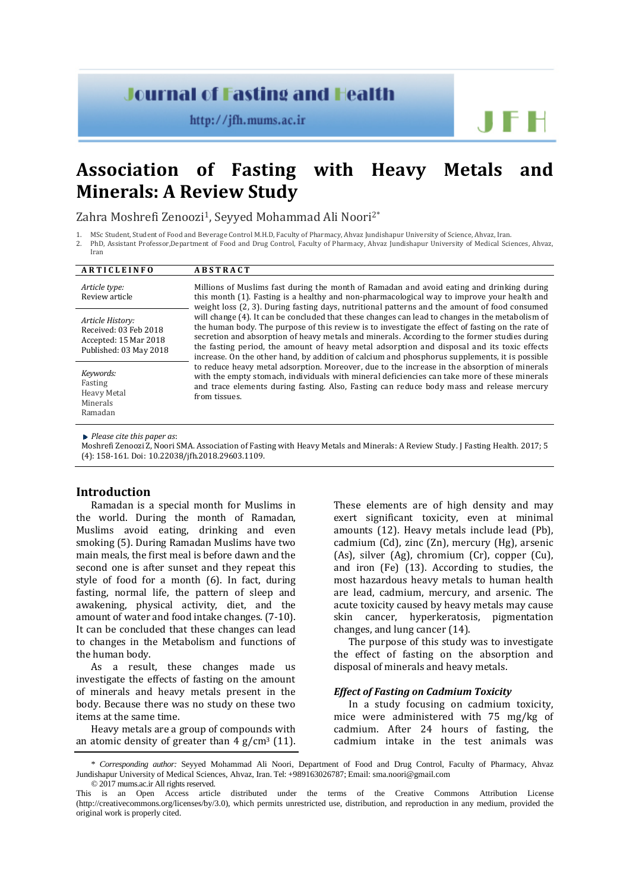# Association of Fasting with Heavy Metals and Minerals: A Review Study

Zahra Moshrefi Zenoozi[1], Seyyed Mohammad Ali Noori[2*]

1. MSc Student, Student of Food and Beverage Control M.H.D, Faculty of Pharmacy, Ahvaz Jundishapur University of Science, Ahvaz, Iran.
2. PhD, Assistant Professor,Department of Food and Drug Control, Faculty of Pharmacy, Ahvaz Jundishapur University of Medical Sciences, Ahvaz, Iran

**ARTICLEINFO**

*Article type:*
Review article

*Article History:*
Received: 03 Feb 2018
Accepted: 15 Mar 2018
Published: 03 May 2018

*Keywords:*
Fasting
Heavy Metal
Minerals
Ramadan

**ABSTRACT**

Millions of Muslims fast during the month of Ramadan and avoid eating and drinking during this month (1). Fasting is a healthy and non-pharmacological way to improve your health and weight loss (2, 3). During fasting days, nutritional patterns and the amount of food consumed will change (4). It can be concluded that these changes can lead to changes in the metabolism of the human body. The purpose of this review is to investigate the effect of fasting on the rate of secretion and absorption of heavy metals and minerals. According to the former studies during the fasting period, the amount of heavy metal adsorption and disposal and its toxic effects increase. On the other hand, by addition of calcium and phosphorus supplements, it is possible to reduce heavy metal adsorption. Moreover, due to the increase in the absorption of minerals with the empty stomach, individuals with mineral deficiencies can take more of these minerals and trace elements during fasting. Also, Fasting can reduce body mass and release mercury from tissues.

*Please cite this paper as*:
Moshrefi Zenoozi Z, Noori SMA. Association of Fasting with Heavy Metals and Minerals: A Review Study. J Fasting Health. 2017; 5 (4): 158-161. Doi: 10.22038/jfh.2018.29603.1109.

## Introduction

Ramadan is a special month for Muslims in the world. During the month of Ramadan, Muslims avoid eating, drinking and even smoking (5). During Ramadan Muslims have two main meals, the first meal is before dawn and the second one is after sunset and they repeat this style of food for a month (6). In fact, during fasting, normal life, the pattern of sleep and awakening, physical activity, diet, and the amount of water and food intake changes. (7-10). It can be concluded that these changes can lead to changes in the Metabolism and functions of the human body.

As a result, these changes made us investigate the effects of fasting on the amount of minerals and heavy metals present in the body. Because there was no study on these two items at the same time.

Heavy metals are a group of compounds with an atomic density of greater than 4 g/cm$^3$ (11). These elements are of high density and may exert significant toxicity, even at minimal amounts (12). Heavy metals include lead (Pb), cadmium (Cd), zinc (Zn), mercury (Hg), arsenic (As), silver (Ag), chromium (Cr), copper (Cu), and iron (Fe) (13). According to studies, the most hazardous heavy metals to human health are lead, cadmium, mercury, and arsenic. The acute toxicity caused by heavy metals may cause skin cancer, hyperkeratosis, pigmentation changes, and lung cancer (14).

The purpose of this study was to investigate the effect of fasting on the absorption and disposal of minerals and heavy metals.

### *Effect of Fasting on Cadmium Toxicity*

In a study focusing on cadmium toxicity, mice were administered with 75 mg/kg of cadmium. After 24 hours of fasting, the cadmium intake in the test animals was

\* *Corresponding author:* Seyyed Mohammad Ali Noori, Department of Food and Drug Control, Faculty of Pharmacy, Ahvaz Jundishapur University of Medical Sciences, Ahvaz, Iran. Tel: +989163026787; Email: sma.noori@gmail.com
© 2017 mums.ac.ir All rights reserved.
This is an Open Access article distributed under the terms of the Creative Commons Attribution License (http://creativecommons.org/licenses/by/3.0), which permits unrestricted use, distribution, and reproduction in any medium, provided the original work is properly cited.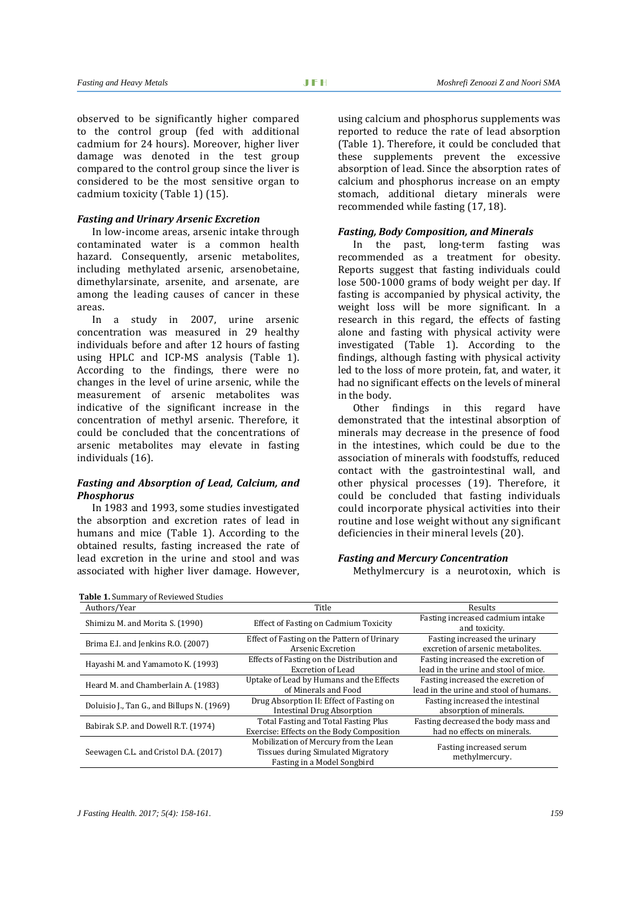observed to be significantly higher compared to the control group (fed with additional cadmium for 24 hours). Moreover, higher liver damage was denoted in the test group compared to the control group since the liver is considered to be the most sensitive organ to cadmium toxicity (Table 1) (15).

### *Fasting and Urinary Arsenic Excretion*

In low-income areas, arsenic intake through contaminated water is a common health hazard. Consequently, arsenic metabolites, including methylated arsenic, arsenobetaine, dimethylarsinate, arsenite, and arsenate, are among the leading causes of cancer in these areas.

In a study in 2007, urine arsenic concentration was measured in 29 healthy individuals before and after 12 hours of fasting using HPLC and ICP-MS analysis (Table 1). According to the findings, there were no changes in the level of urine arsenic, while the measurement of arsenic metabolites was indicative of the significant increase in the concentration of methyl arsenic. Therefore, it could be concluded that the concentrations of arsenic metabolites may elevate in fasting individuals (16).

### *Fasting and Absorption of Lead, Calcium, and Phosphorus*

In 1983 and 1993, some studies investigated the absorption and excretion rates of lead in humans and mice (Table 1). According to the obtained results, fasting increased the rate of lead excretion in the urine and stool and was associated with higher liver damage. However, using calcium and phosphorus supplements was reported to reduce the rate of lead absorption (Table 1). Therefore, it could be concluded that these supplements prevent the excessive absorption of lead. Since the absorption rates of calcium and phosphorus increase on an empty stomach, additional dietary minerals were recommended while fasting (17, 18).

### *Fasting, Body Composition, and Minerals*

In the past, long-term fasting was recommended as a treatment for obesity. Reports suggest that fasting individuals could lose 500-1000 grams of body weight per day. If fasting is accompanied by physical activity, the weight loss will be more significant. In a research in this regard, the effects of fasting alone and fasting with physical activity were investigated (Table 1). According to the findings, although fasting with physical activity led to the loss of more protein, fat, and water, it had no significant effects on the levels of mineral in the body.

Other findings in this regard have demonstrated that the intestinal absorption of minerals may decrease in the presence of food in the intestines, which could be due to the association of minerals with foodstuffs, reduced contact with the gastrointestinal wall, and other physical processes (19). Therefore, it could be concluded that fasting individuals could incorporate physical activities into their routine and lose weight without any significant deficiencies in their mineral levels (20).

### *Fasting and Mercury Concentration*

Methylmercury is a neurotoxin, which is

**Table 1.** Summary of Reviewed Studies

| Authors/Year | Title | Results |
|---|---|---|
| Shimizu M. and Morita S. (1990) | Effect of Fasting on Cadmium Toxicity | Fasting increased cadmium intake and toxicity. |
| Brima E.I. and Jenkins R.O. (2007) | Effect of Fasting on the Pattern of Urinary Arsenic Excretion | Fasting increased the urinary excretion of arsenic metabolites. |
| Hayashi M. and Yamamoto K. (1993) | Effects of Fasting on the Distribution and Excretion of Lead | Fasting increased the excretion of lead in the urine and stool of mice. |
| Heard M. and Chamberlain A. (1983) | Uptake of Lead by Humans and the Effects of Minerals and Food | Fasting increased the excretion of lead in the urine and stool of humans. |
| Doluisio J., Tan G., and Billups N. (1969) | Drug Absorption II: Effect of Fasting on Intestinal Drug Absorption | Fasting increased the intestinal absorption of minerals. |
| Babirak S.P. and Dowell R.T. (1974) | Total Fasting and Total Fasting Plus Exercise: Effects on the Body Composition | Fasting decreased the body mass and had no effects on minerals. |
| Seewagen C.L. and Cristol D.A. (2017) | Mobilization of Mercury from the Lean Tissues during Simulated Migratory Fasting in a Model Songbird | Fasting increased serum methylmercury. |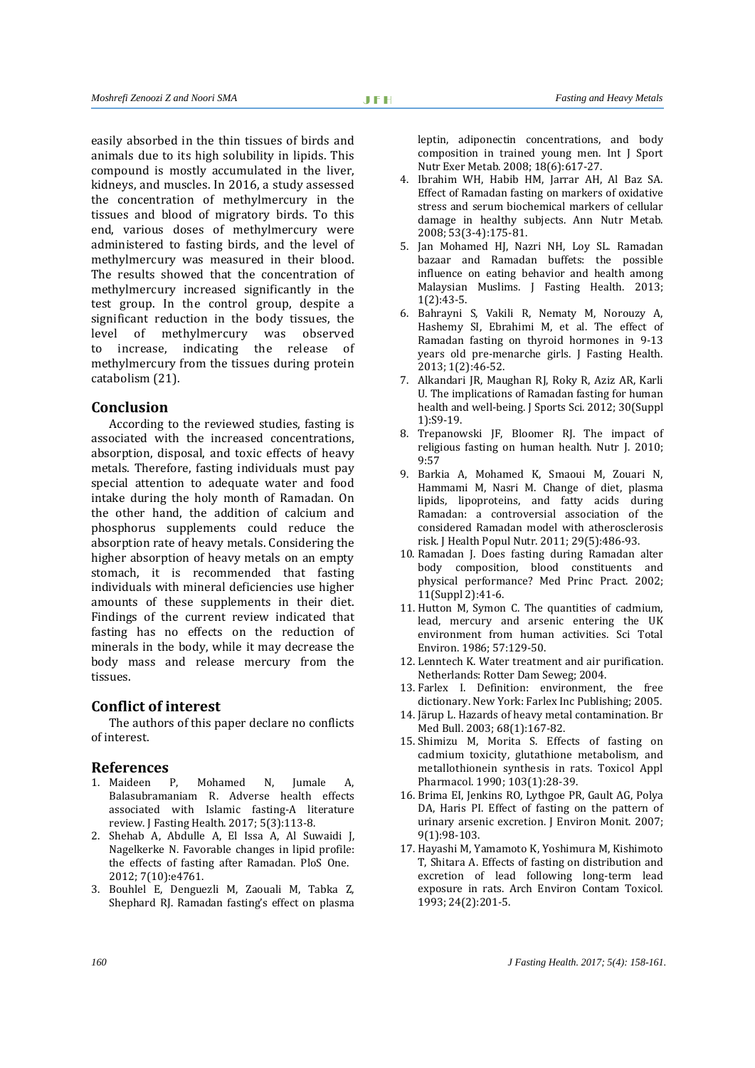easily absorbed in the thin tissues of birds and animals due to its high solubility in lipids. This compound is mostly accumulated in the liver, kidneys, and muscles. In 2016, a study assessed the concentration of methylmercury in the tissues and blood of migratory birds. To this end, various doses of methylmercury were administered to fasting birds, and the level of methylmercury was measured in their blood. The results showed that the concentration of methylmercury increased significantly in the test group. In the control group, despite a significant reduction in the body tissues, the level of methylmercury was observed to increase, indicating the release of methylmercury from the tissues during protein catabolism (21).

## Conclusion

According to the reviewed studies, fasting is associated with the increased concentrations, absorption, disposal, and toxic effects of heavy metals. Therefore, fasting individuals must pay special attention to adequate water and food intake during the holy month of Ramadan. On the other hand, the addition of calcium and phosphorus supplements could reduce the absorption rate of heavy metals. Considering the higher absorption of heavy metals on an empty stomach, it is recommended that fasting individuals with mineral deficiencies use higher amounts of these supplements in their diet. Findings of the current review indicated that fasting has no effects on the reduction of minerals in the body, while it may decrease the body mass and release mercury from the tissues.

## Conflict of interest

The authors of this paper declare no conflicts of interest.

## References

1. Maideen P, Mohamed N, Jumale A, Balasubramaniam R. Adverse health effects associated with Islamic fasting-A literature review. J Fasting Health. 2017; 5(3):113-8.
2. Shehab A, Abdulle A, El Issa A, Al Suwaidi J, Nagelkerke N. Favorable changes in lipid profile: the effects of fasting after Ramadan. PloS One. 2012; 7(10):e4761.
3. Bouhlel E, Denguezli M, Zaouali M, Tabka Z, Shephard RJ. Ramadan fasting's effect on plasma leptin, adiponectin concentrations, and body composition in trained young men. Int J Sport Nutr Exer Metab. 2008; 18(6):617-27.
4. Ibrahim WH, Habib HM, Jarrar AH, Al Baz SA. Effect of Ramadan fasting on markers of oxidative stress and serum biochemical markers of cellular damage in healthy subjects. Ann Nutr Metab. 2008; 53(3-4):175-81.
5. Jan Mohamed HJ, Nazri NH, Loy SL. Ramadan bazaar and Ramadan buffets: the possible influence on eating behavior and health among Malaysian Muslims. J Fasting Health. 2013; 1(2):43-5.
6. Bahrayni S, Vakili R, Nematy M, Norouzy A, Hashemy SI, Ebrahimi M, et al. The effect of Ramadan fasting on thyroid hormones in 9-13 years old pre-menarche girls. J Fasting Health. 2013; 1(2):46-52.
7. Alkandari JR, Maughan RJ, Roky R, Aziz AR, Karli U. The implications of Ramadan fasting for human health and well-being. J Sports Sci. 2012; 30(Suppl 1):S9-19.
8. Trepanowski JF, Bloomer RJ. The impact of religious fasting on human health. Nutr J. 2010; 9:57
9. Barkia A, Mohamed K, Smaoui M, Zouari N, Hammami M, Nasri M. Change of diet, plasma lipids, lipoproteins, and fatty acids during Ramadan: a controversial association of the considered Ramadan model with atherosclerosis risk. J Health Popul Nutr. 2011; 29(5):486-93.
10. Ramadan J. Does fasting during Ramadan alter body composition, blood constituents and physical performance? Med Princ Pract. 2002; 11(Suppl 2):41-6.
11. Hutton M, Symon C. The quantities of cadmium, lead, mercury and arsenic entering the UK environment from human activities. Sci Total Environ. 1986; 57:129-50.
12. Lenntech K. Water treatment and air purification. Netherlands: Rotter Dam Seweg; 2004.
13. Farlex I. Definition: environment, the free dictionary. New York: Farlex Inc Publishing; 2005.
14. Järup L. Hazards of heavy metal contamination. Br Med Bull. 2003; 68(1):167-82.
15. Shimizu M, Morita S. Effects of fasting on cadmium toxicity, glutathione metabolism, and metallothionein synthesis in rats. Toxicol Appl Pharmacol. 1990; 103(1):28-39.
16. Brima EI, Jenkins RO, Lythgoe PR, Gault AG, Polya DA, Haris PI. Effect of fasting on the pattern of urinary arsenic excretion. J Environ Monit. 2007; 9(1):98-103.
17. Hayashi M, Yamamoto K, Yoshimura M, Kishimoto T, Shitara A. Effects of fasting on distribution and excretion of lead following long-term lead exposure in rats. Arch Environ Contam Toxicol. 1993; 24(2):201-5.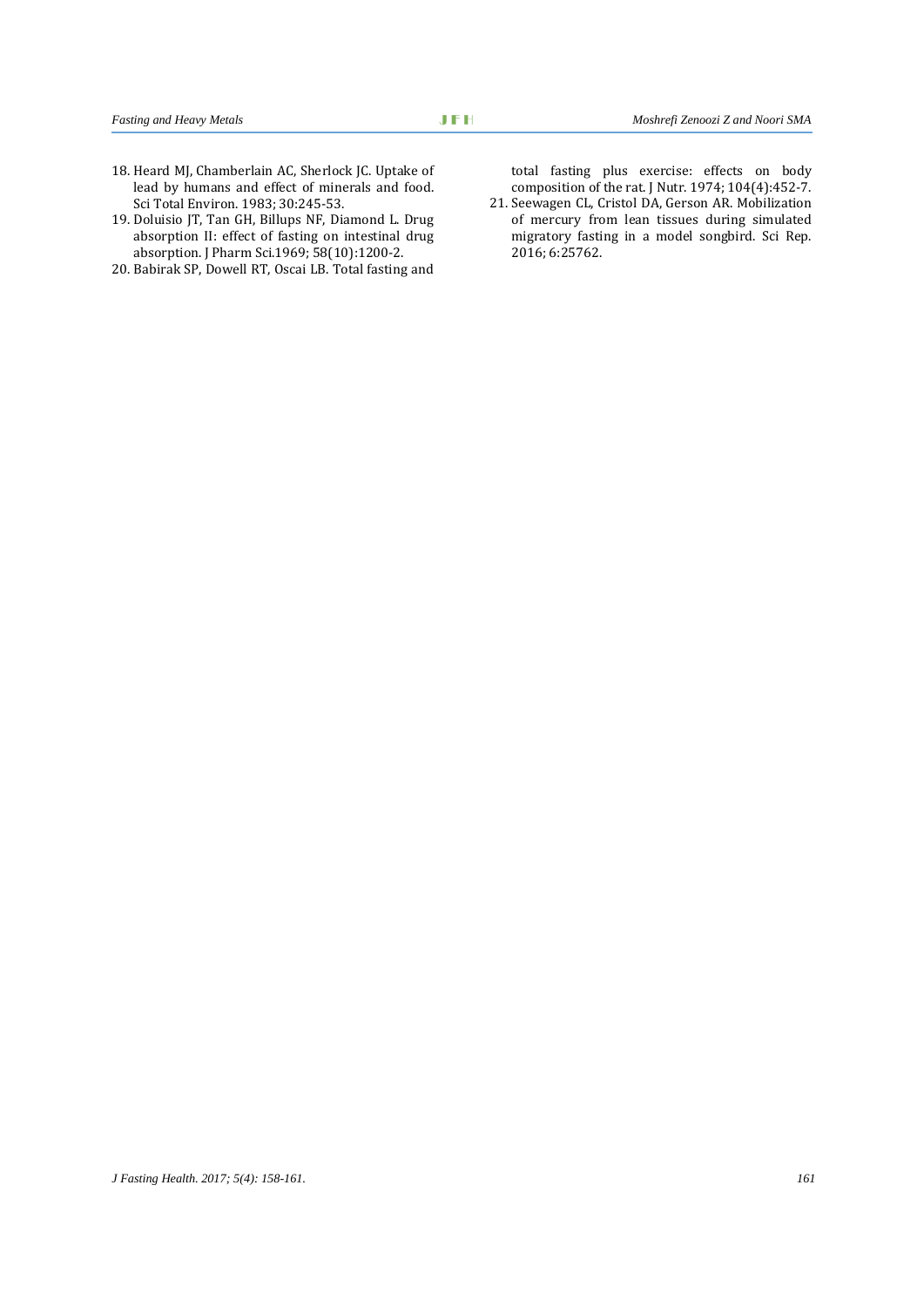18. Heard MJ, Chamberlain AC, Sherlock JC. Uptake of lead by humans and effect of minerals and food. Sci Total Environ. 1983; 30:245-53.
19. Doluisio JT, Tan GH, Billups NF, Diamond L. Drug absorption II: effect of fasting on intestinal drug absorption. J Pharm Sci.1969; 58(10):1200-2.
20. Babirak SP, Dowell RT, Oscai LB. Total fasting and total fasting plus exercise: effects on body composition of the rat. J Nutr. 1974; 104(4):452-7.
21. Seewagen CL, Cristol DA, Gerson AR. Mobilization of mercury from lean tissues during simulated migratory fasting in a model songbird. Sci Rep. 2016; 6:25762.